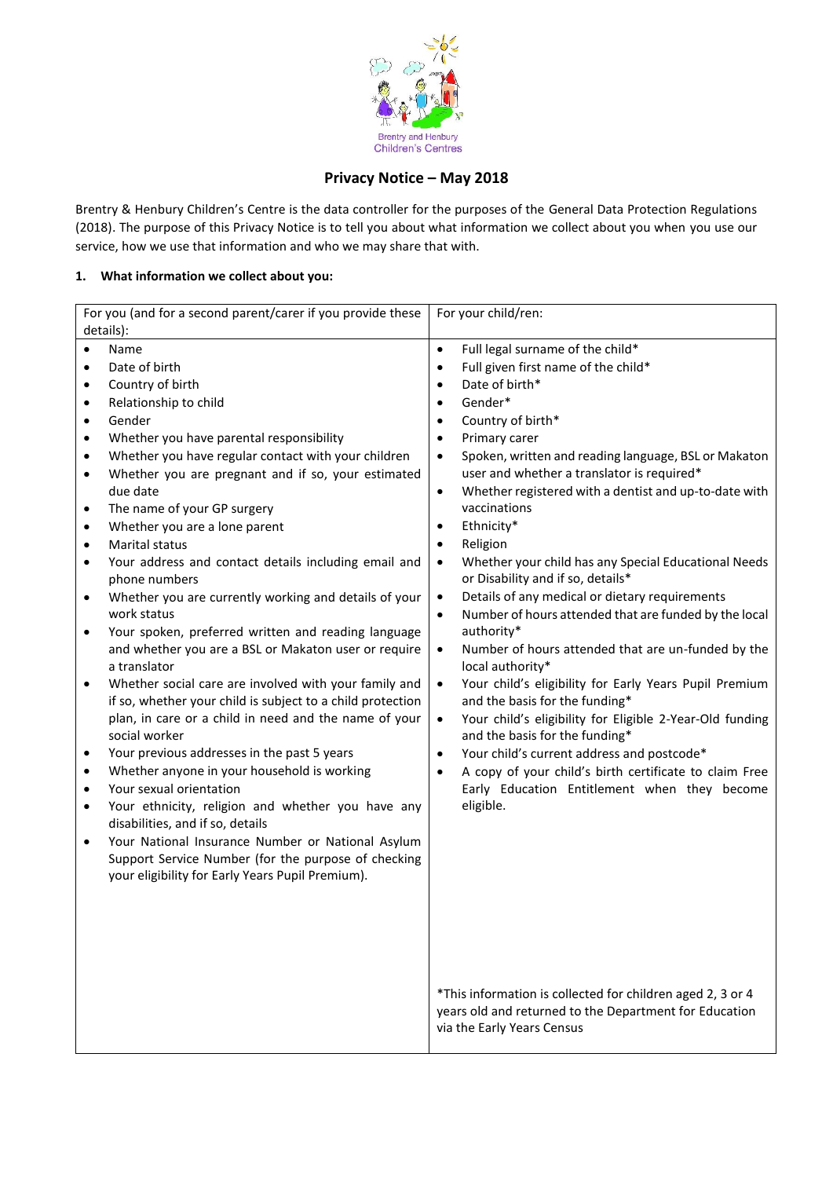Brentry and Henbury Children's Centres

## Privacy Notice – May 2018

Brentry & Henbury Children's Centre is the data controller for the purposes of the General Data Protection Regulations (2018). The purpose of this Privacy Notice is to tell you about what information we collect about you when you use our service, how we use that information and who we may share that with.

### 1. What information we collect about you:

| For you (and for a second parent/carer if you provide these details): | For your child/ren: |
|---|---|
| • Name<br>• Date of birth<br>• Country of birth<br>• Relationship to child<br>• Gender<br>• Whether you have parental responsibility<br>• Whether you have regular contact with your children<br>• Whether you are pregnant and if so, your estimated due date<br>• The name of your GP surgery<br>• Whether you are a lone parent<br>• Marital status<br>• Your address and contact details including email and phone numbers<br>• Whether you are currently working and details of your work status<br>• Your spoken, preferred written and reading language and whether you are a BSL or Makaton user or require a translator<br>• Whether social care are involved with your family and if so, whether your child is subject to a child protection plan, in care or a child in need and the name of your social worker<br>• Your previous addresses in the past 5 years<br>• Whether anyone in your household is working<br>• Your sexual orientation<br>• Your ethnicity, religion and whether you have any disabilities, and if so, details<br>• Your National Insurance Number or National Asylum Support Service Number (for the purpose of checking your eligibility for Early Years Pupil Premium). | • Full legal surname of the child*<br>• Full given first name of the child*<br>• Date of birth*<br>• Gender*<br>• Country of birth*<br>• Primary carer<br>• Spoken, written and reading language, BSL or Makaton user and whether a translator is required*<br>• Whether registered with a dentist and up-to-date with vaccinations<br>• Ethnicity*<br>• Religion<br>• Whether your child has any Special Educational Needs or Disability and if so, details*<br>• Details of any medical or dietary requirements<br>• Number of hours attended that are funded by the local authority*<br>• Number of hours attended that are un-funded by the local authority*<br>• Your child's eligibility for Early Years Pupil Premium and the basis for the funding*<br>• Your child's eligibility for Eligible 2-Year-Old funding and the basis for the funding*<br>• Your child's current address and postcode*<br>• A copy of your child's birth certificate to claim Free Early Education Entitlement when they become eligible.<br><br>*This information is collected for children aged 2, 3 or 4 years old and returned to the Department for Education via the Early Years Census |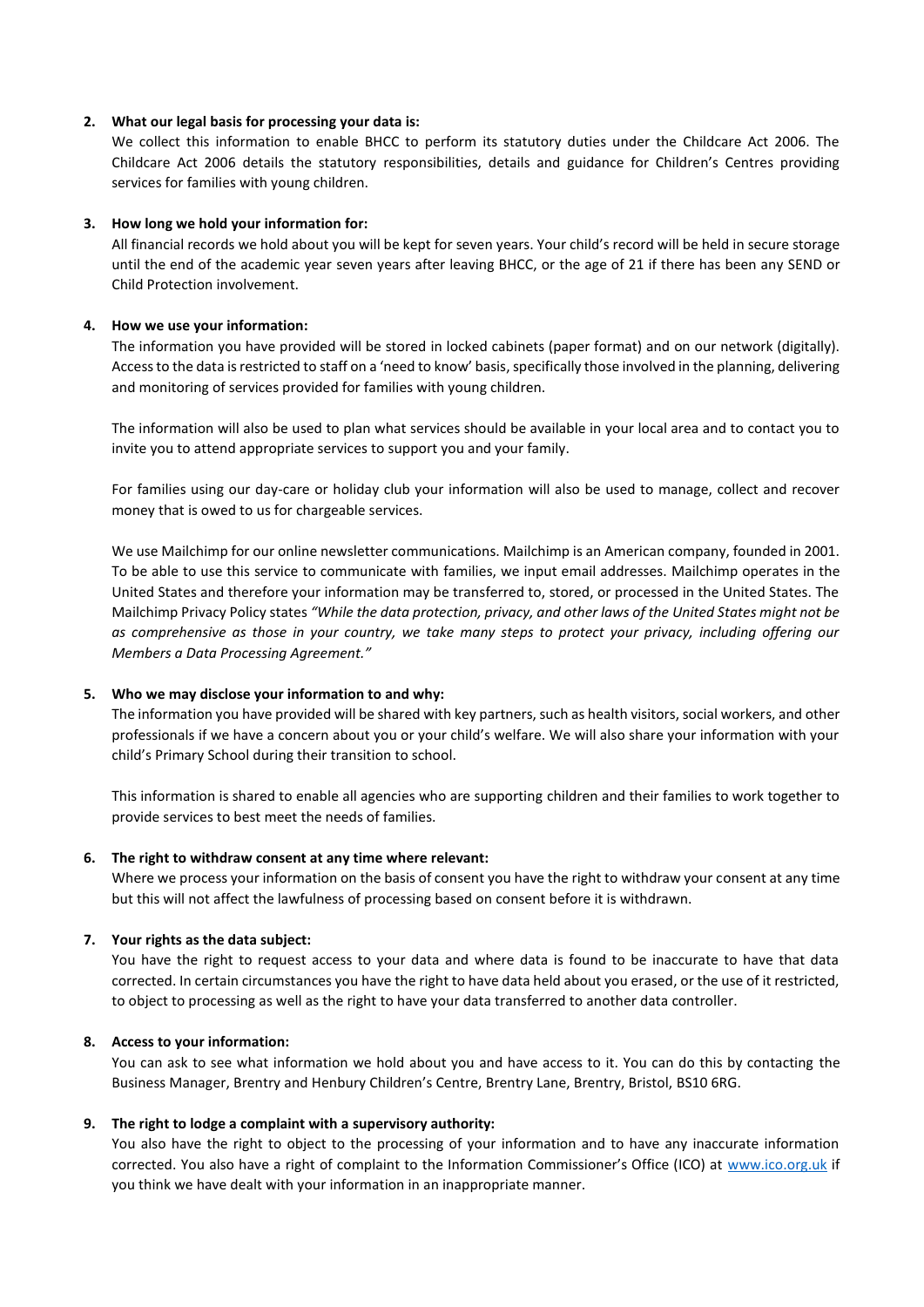2. **What our legal basis for processing your data is:**

   We collect this information to enable BHCC to perform its statutory duties under the Childcare Act 2006. The Childcare Act 2006 details the statutory responsibilities, details and guidance for Children's Centres providing services for families with young children.

3. **How long we hold your information for:**

   All financial records we hold about you will be kept for seven years. Your child's record will be held in secure storage until the end of the academic year seven years after leaving BHCC, or the age of 21 if there has been any SEND or Child Protection involvement.

4. **How we use your information:**

   The information you have provided will be stored in locked cabinets (paper format) and on our network (digitally). Access to the data is restricted to staff on a 'need to know' basis, specifically those involved in the planning, delivering and monitoring of services provided for families with young children.

   The information will also be used to plan what services should be available in your local area and to contact you to invite you to attend appropriate services to support you and your family.

   For families using our day-care or holiday club your information will also be used to manage, collect and recover money that is owed to us for chargeable services.

   We use Mailchimp for our online newsletter communications. Mailchimp is an American company, founded in 2001. To be able to use this service to communicate with families, we input email addresses. Mailchimp operates in the United States and therefore your information may be transferred to, stored, or processed in the United States. The Mailchimp Privacy Policy states *"While the data protection, privacy, and other laws of the United States might not be as comprehensive as those in your country, we take many steps to protect your privacy, including offering our Members a Data Processing Agreement."*

5. **Who we may disclose your information to and why:**

   The information you have provided will be shared with key partners, such as health visitors, social workers, and other professionals if we have a concern about you or your child's welfare. We will also share your information with your child's Primary School during their transition to school.

   This information is shared to enable all agencies who are supporting children and their families to work together to provide services to best meet the needs of families.

6. **The right to withdraw consent at any time where relevant:**

   Where we process your information on the basis of consent you have the right to withdraw your consent at any time but this will not affect the lawfulness of processing based on consent before it is withdrawn.

7. **Your rights as the data subject:**

   You have the right to request access to your data and where data is found to be inaccurate to have that data corrected. In certain circumstances you have the right to have data held about you erased, or the use of it restricted, to object to processing as well as the right to have your data transferred to another data controller.

8. **Access to your information:**

   You can ask to see what information we hold about you and have access to it. You can do this by contacting the Business Manager, Brentry and Henbury Children's Centre, Brentry Lane, Brentry, Bristol, BS10 6RG.

9. **The right to lodge a complaint with a supervisory authority:**

   You also have the right to object to the processing of your information and to have any inaccurate information corrected. You also have a right of complaint to the Information Commissioner's Office (ICO) at [www.ico.org.uk](http://www.ico.org.uk) if you think we have dealt with your information in an inappropriate manner.